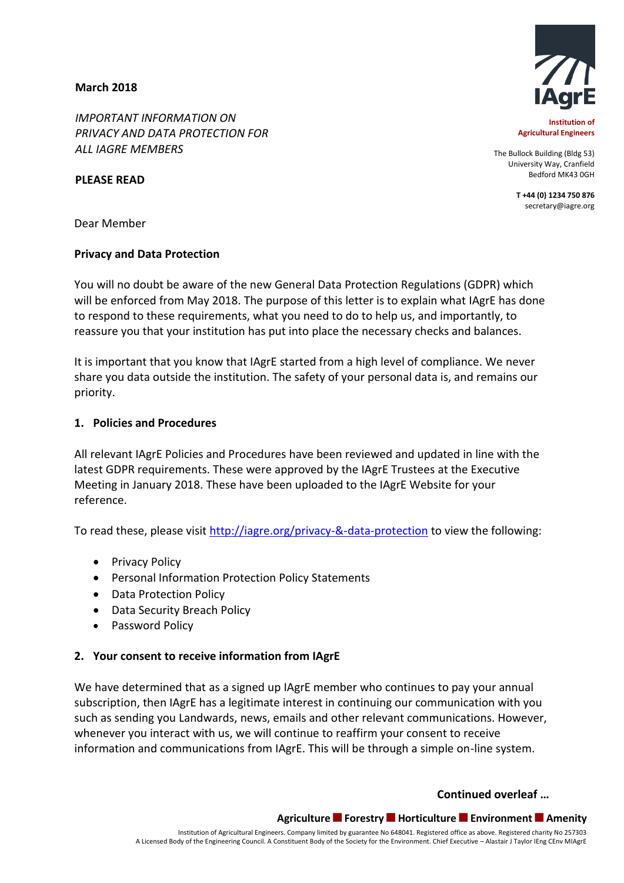**March 2018**

*IMPORTANT INFORMATION ON PRIVACY AND DATA PROTECTION FOR ALL IAGRE MEMBERS*

**PLEASE READ**

**Institution of Agricultural Engineers**

The Bullock Building (Bldg 53)
University Way, Cranfield
Bedford MK43 0GH

**T +44 (0) 1234 750 876**
secretary@iagre.org

Dear Member

**Privacy and Data Protection**

You will no doubt be aware of the new General Data Protection Regulations (GDPR) which will be enforced from May 2018. The purpose of this letter is to explain what IAgrE has done to respond to these requirements, what you need to do to help us, and importantly, to reassure you that your institution has put into place the necessary checks and balances.

It is important that you know that IAgrE started from a high level of compliance. We never share you data outside the institution. The safety of your personal data is, and remains our priority.

## 1. Policies and Procedures

All relevant IAgrE Policies and Procedures have been reviewed and updated in line with the latest GDPR requirements. These were approved by the IAgrE Trustees at the Executive Meeting in January 2018. These have been uploaded to the IAgrE Website for your reference.

To read these, please visit http://iagre.org/privacy-&-data-protection to view the following:

- Privacy Policy
- Personal Information Protection Policy Statements
- Data Protection Policy
- Data Security Breach Policy
- Password Policy

## 2. Your consent to receive information from IAgrE

We have determined that as a signed up IAgrE member who continues to pay your annual subscription, then IAgrE has a legitimate interest in continuing our communication with you such as sending you Landwards, news, emails and other relevant communications. However, whenever you interact with us, we will continue to reaffirm your consent to receive information and communications from IAgrE. This will be through a simple on-line system.

**Continued overleaf …**

**Agriculture ■ Forestry ■ Horticulture ■ Environment ■ Amenity**

Institution of Agricultural Engineers. Company limited by guarantee No 648041. Registered office as above. Registered charity No 257303
A Licensed Body of the Engineering Council. A Constituent Body of the Society for the Environment. Chief Executive – Alastair J Taylor IEng CEnv MIAgrE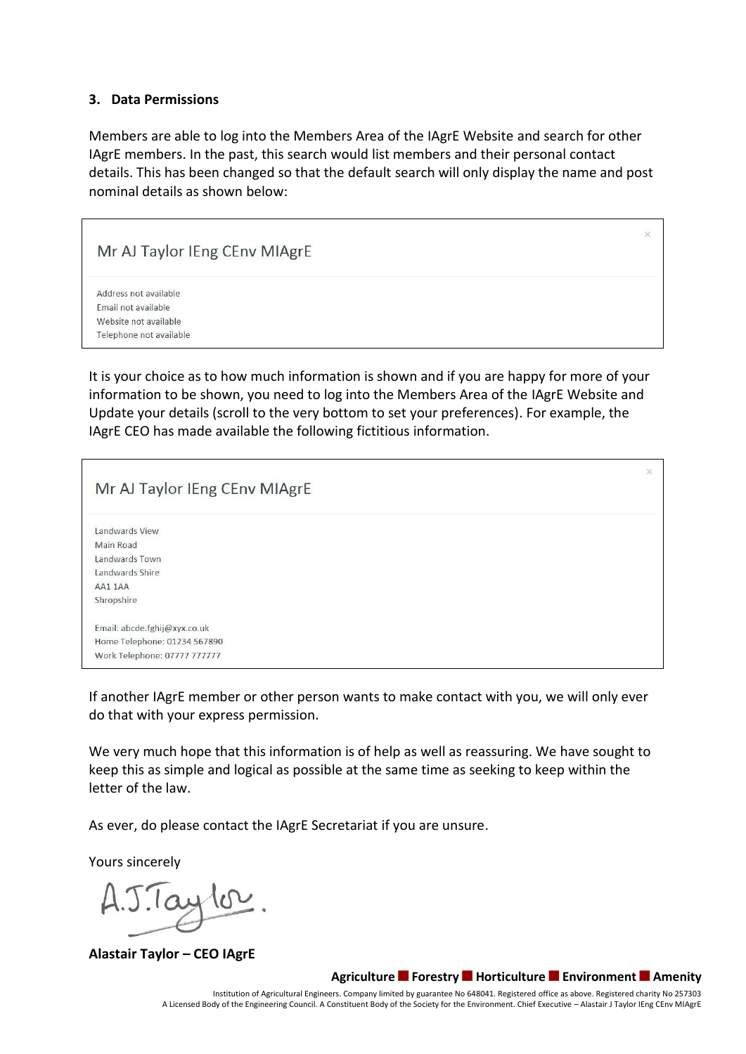## 3. Data Permissions

Members are able to log into the Members Area of the IAgrE Website and search for other IAgrE members. In the past, this search would list members and their personal contact details. This has been changed so that the default search will only display the name and post nominal details as shown below:

> Mr AJ Taylor IEng CEnv MIAgrE
>
> Address not available
> Email not available
> Website not available
> Telephone not available

It is your choice as to how much information is shown and if you are happy for more of your information to be shown, you need to log into the Members Area of the IAgrE Website and Update your details (scroll to the very bottom to set your preferences). For example, the IAgrE CEO has made available the following fictitious information.

> Mr AJ Taylor IEng CEnv MIAgrE
>
> Landwards View
> Main Road
> Landwards Town
> Landwards Shire
> AA1 1AA
> Shropshire
>
> Email: abcde.fghij@xyx.co.uk
> Home Telephone: 01234 567890
> Work Telephone: 07777 777777

If another IAgrE member or other person wants to make contact with you, we will only ever do that with your express permission.

We very much hope that this information is of help as well as reassuring. We have sought to keep this as simple and logical as possible at the same time as seeking to keep within the letter of the law.

As ever, do please contact the IAgrE Secretariat if you are unsure.

Yours sincerely

A.J.Taylor.

**Alastair Taylor – CEO IAgrE**

**Agriculture ■ Forestry ■ Horticulture ■ Environment ■ Amenity**

Institution of Agricultural Engineers. Company limited by guarantee No 648041. Registered office as above. Registered charity No 257303
A Licensed Body of the Engineering Council. A Constituent Body of the Society for the Environment. Chief Executive – Alastair J Taylor IEng CEnv MIAgrE